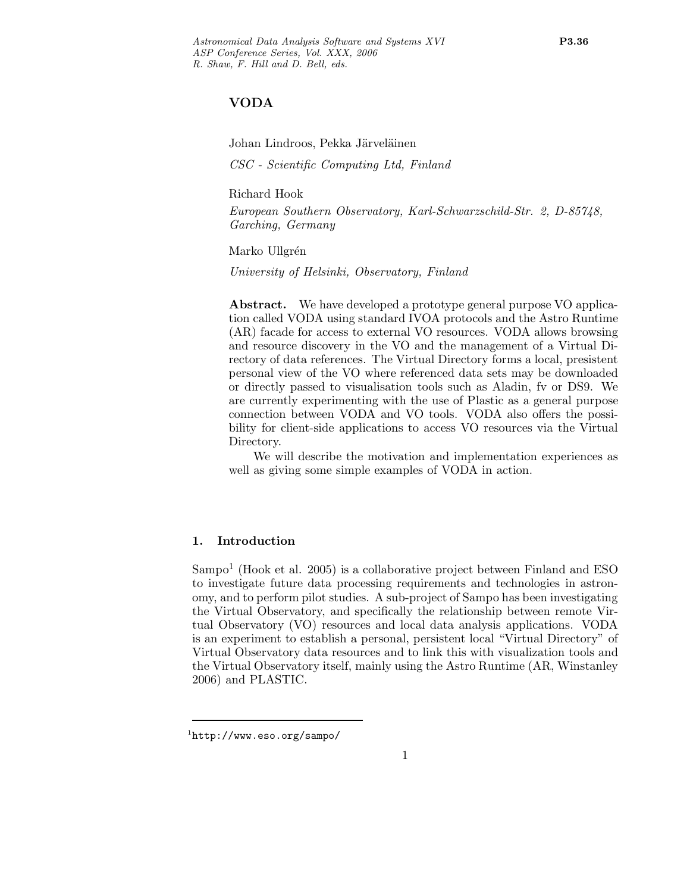# VODA

Johan Lindroos, Pekka Järveläinen

*CSC - Scientific Computing Ltd, Finland*

Richard Hook

*European Southern Observatory, Karl-Schwarzschild-Str. 2, D-85748, Garching, Germany*

Marko Ullgrén

*University of Helsinki, Observatory, Finland*

**Abstract.** We have developed a prototype general purpose VO application called VODA using standard IVOA protocols and the Astro Runtime (AR) facade for access to external VO resources. VODA allows browsing and resource discovery in the VO and the management of a Virtual Directory of data references. The Virtual Directory forms a local, presistent personal view of the VO where referenced data sets may be downloaded or directly passed to visualisation tools such as Aladin, fv or DS9. We are currently experimenting with the use of Plastic as a general purpose connection between VODA and VO tools. VODA also offers the possibility for client-side applications to access VO resources via the Virtual Directory.

We will describe the motivation and implementation experiences as well as giving some simple examples of VODA in action.

## 1. Introduction

Sampo[1] (Hook et al. 2005) is a collaborative project between Finland and ESO to investigate future data processing requirements and technologies in astronomy, and to perform pilot studies. A sub-project of Sampo has been investigating the Virtual Observatory, and specifically the relationship between remote Virtual Observatory (VO) resources and local data analysis applications. VODA is an experiment to establish a personal, persistent local "Virtual Directory" of Virtual Observatory data resources and to link this with visualization tools and the Virtual Observatory itself, mainly using the Astro Runtime (AR, Winstanley 2006) and PLASTIC.

[1] http://www.eso.org/sampo/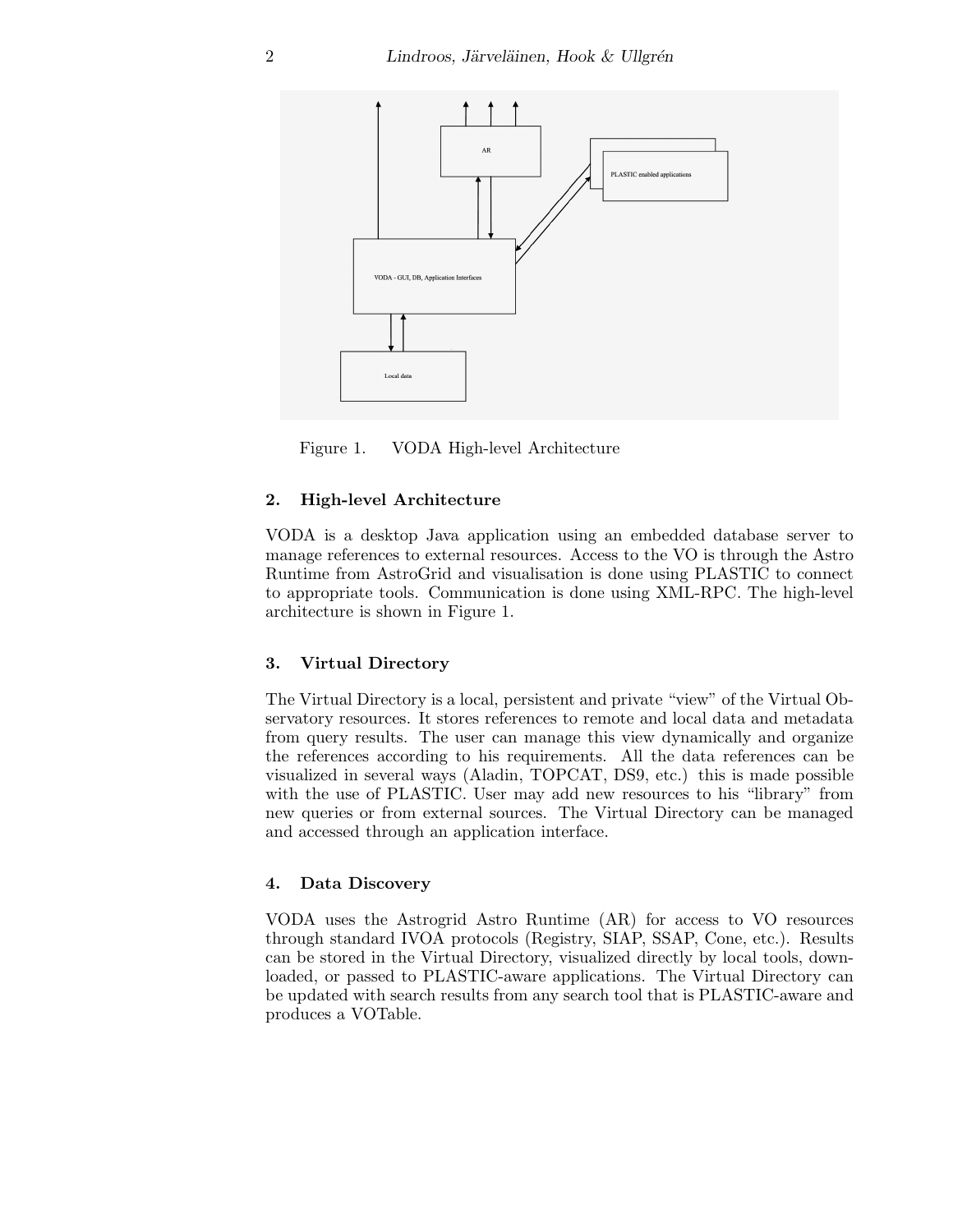Figure 1. VODA High-level Architecture

## 2. High-level Architecture

VODA is a desktop Java application using an embedded database server to manage references to external resources. Access to the VO is through the Astro Runtime from AstroGrid and visualisation is done using PLASTIC to connect to appropriate tools. Communication is done using XML-RPC. The high-level architecture is shown in Figure 1.

## 3. Virtual Directory

The Virtual Directory is a local, persistent and private "view" of the Virtual Observatory resources. It stores references to remote and local data and metadata from query results. The user can manage this view dynamically and organize the references according to his requirements. All the data references can be visualized in several ways (Aladin, TOPCAT, DS9, etc.) this is made possible with the use of PLASTIC. User may add new resources to his "library" from new queries or from external sources. The Virtual Directory can be managed and accessed through an application interface.

## 4. Data Discovery

VODA uses the Astrogrid Astro Runtime (AR) for access to VO resources through standard IVOA protocols (Registry, SIAP, SSAP, Cone, etc.). Results can be stored in the Virtual Directory, visualized directly by local tools, downloaded, or passed to PLASTIC-aware applications. The Virtual Directory can be updated with search results from any search tool that is PLASTIC-aware and produces a VOTable.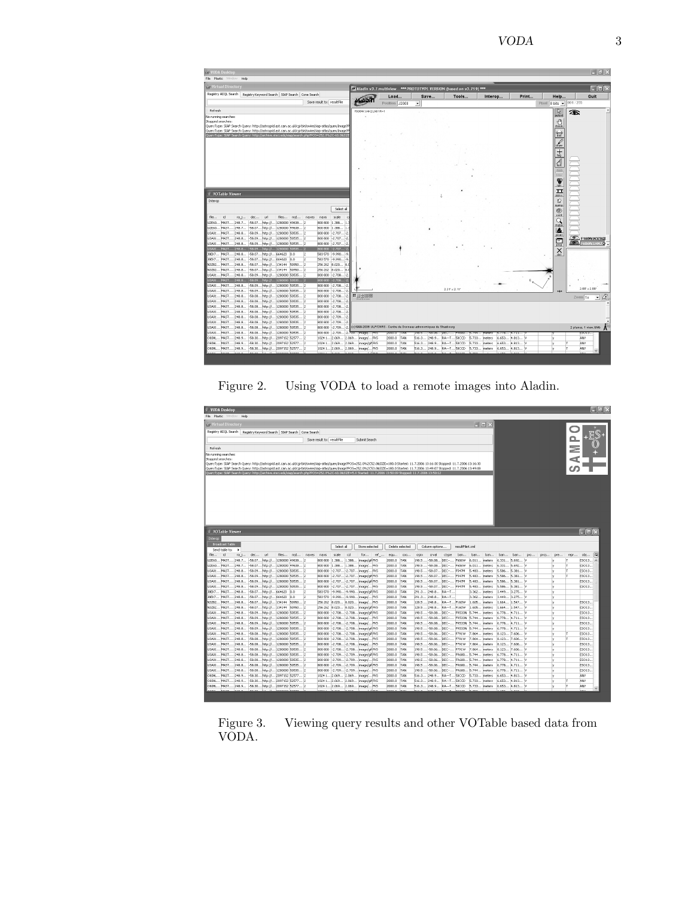Figure 2. Using VODA to load a remote images into Aladin.

Figure 3. Viewing query results and other VOTable based data from VODA.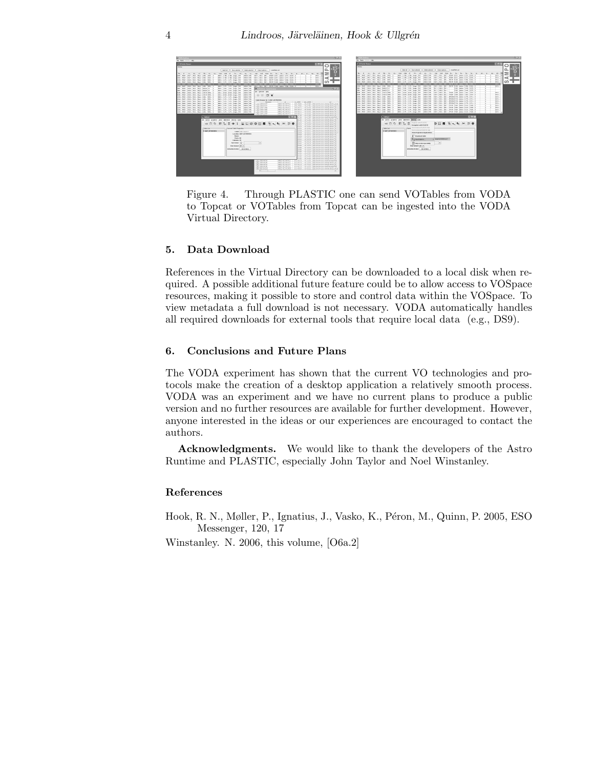Figure 4. Through PLASTIC one can send VOTables from VODA to Topcat or VOTables from Topcat can be ingested into the VODA Virtual Directory.

## 5. Data Download

References in the Virtual Directory can be downloaded to a local disk when required. A possible additional future feature could be to allow access to VOSpace resources, making it possible to store and control data within the VOSpace. To view metadata a full download is not necessary. VODA automatically handles all required downloads for external tools that require local data (e.g., DS9).

## 6. Conclusions and Future Plans

The VODA experiment has shown that the current VO technologies and protocols make the creation of a desktop application a relatively smooth process. VODA was an experiment and we have no current plans to produce a public version and no further resources are available for further development. However, anyone interested in the ideas or our experiences are encouraged to contact the authors.

**Acknowledgments.** We would like to thank the developers of the Astro Runtime and PLASTIC, especially John Taylor and Noel Winstanley.

## References

Hook, R. N., Møller, P., Ignatius, J., Vasko, K., Péron, M., Quinn, P. 2005, ESO Messenger, 120, 17

Winstanley. N. 2006, this volume, [O6a.2]